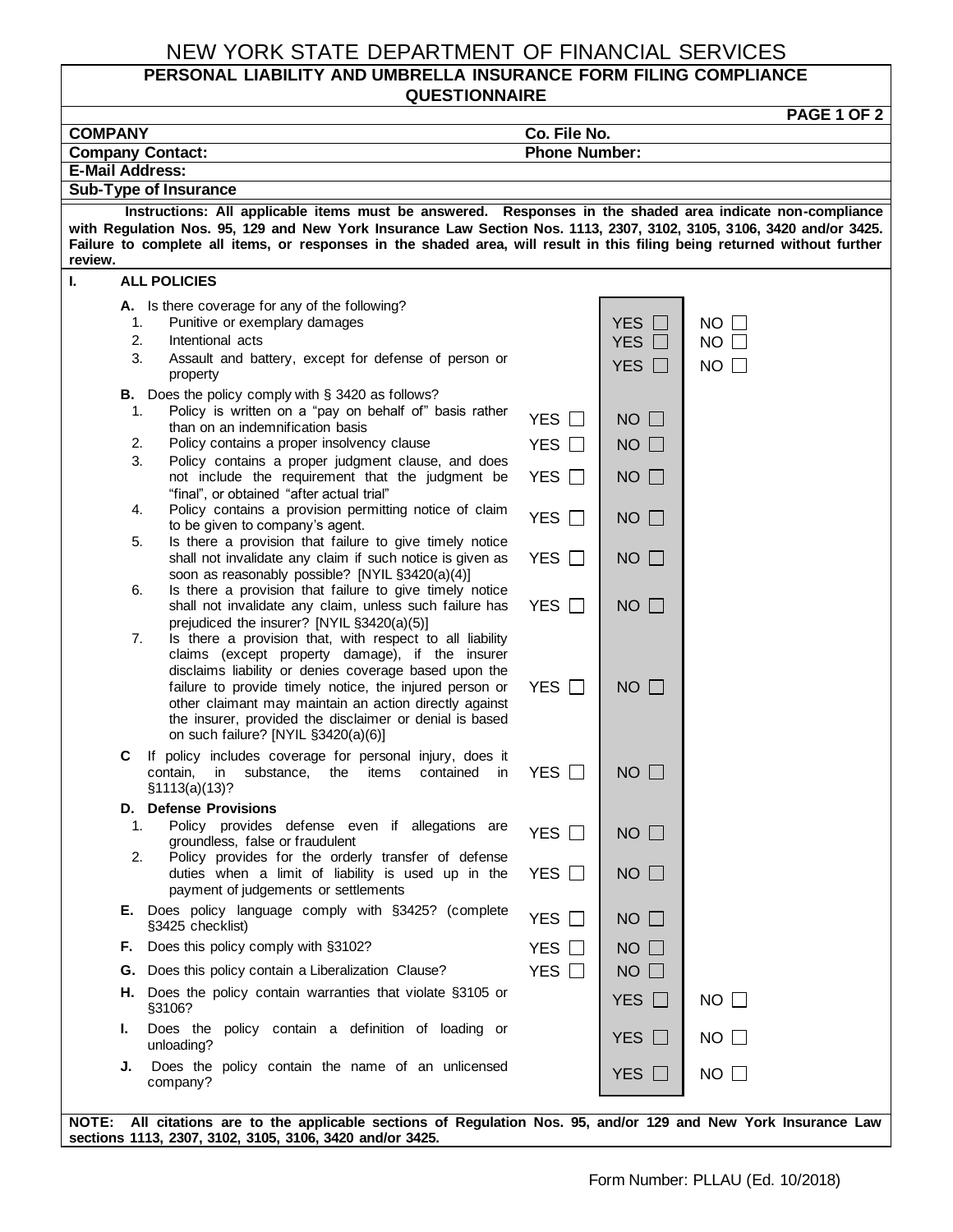# NEW YORK STATE DEPARTMENT OF FINANCIAL SERVICES

## PERSONAL LIABILITY AND UMBRELLA INSURANCE FORM FILING COMPLIANCE QUESTIONNAIRE

**PAGE 1 OF 2**

| | |
|---|---|
| **COMPANY** | **Co. File No.** |
| **Company Contact:** | **Phone Number:** |
| **E-Mail Address:** | |
| **Sub-Type of Insurance** | |

**Instructions: All applicable items must be answered. Responses in the shaded area indicate non-compliance with Regulation Nos. 95, 129 and New York Insurance Law Section Nos. 1113, 2307, 3102, 3105, 3106, 3420 and/or 3425. Failure to complete all items, or responses in the shaded area, will result in this filing being returned without further review.**

### I. ALL POLICIES

| Item | | Shaded (non-compliant) | |
|---|---|---|---|
| **A.** Is there coverage for any of the following? | | | |
| 1. Punitive or exemplary damages | | YES ☐ | NO ☐ |
| 2. Intentional acts | | YES ☐ | NO ☐ |
| 3. Assault and battery, except for defense of person or property | | YES ☐ | NO ☐ |
| **B.** Does the policy comply with § 3420 as follows? | | | |
| 1. Policy is written on a "pay on behalf of" basis rather than on an indemnification basis | YES ☐ | NO ☐ | |
| 2. Policy contains a proper insolvency clause | YES ☐ | NO ☐ | |
| 3. Policy contains a proper judgment clause, and does not include the requirement that the judgment be "final", or obtained "after actual trial" | YES ☐ | NO ☐ | |
| 4. Policy contains a provision permitting notice of claim to be given to company's agent. | YES ☐ | NO ☐ | |
| 5. Is there a provision that failure to give timely notice shall not invalidate any claim if such notice is given as soon as reasonably possible? [NYIL §3420(a)(4)] | YES ☐ | NO ☐ | |
| 6. Is there a provision that failure to give timely notice shall not invalidate any claim, unless such failure has prejudiced the insurer? [NYIL §3420(a)(5)] | YES ☐ | NO ☐ | |
| 7. Is there a provision that, with respect to all liability claims (except property damage), if the insurer disclaims liability or denies coverage based upon the failure to provide timely notice, the injured person or other claimant may maintain an action directly against the insurer, provided the disclaimer or denial is based on such failure? [NYIL §3420(a)(6)] | YES ☐ | NO ☐ | |
| **C** If policy includes coverage for personal injury, does it contain, in substance, the items contained in §1113(a)(13)? | YES ☐ | NO ☐ | |
| **D. Defense Provisions** | | | |
| 1. Policy provides defense even if allegations are groundless, false or fraudulent | YES ☐ | NO ☐ | |
| 2. Policy provides for the orderly transfer of defense duties when a limit of liability is used up in the payment of judgements or settlements | YES ☐ | NO ☐ | |
| **E.** Does policy language comply with §3425? (complete §3425 checklist) | YES ☐ | NO ☐ | |
| **F.** Does this policy comply with §3102? | YES ☐ | NO ☐ | |
| **G.** Does this policy contain a Liberalization Clause? | YES ☐ | NO ☐ | |
| **H.** Does the policy contain warranties that violate §3105 or §3106? | | YES ☐ | NO ☐ |
| **I.** Does the policy contain a definition of loading or unloading? | | YES ☐ | NO ☐ |
| **J.** Does the policy contain the name of an unlicensed company? | | YES ☐ | NO ☐ |

**NOTE: All citations are to the applicable sections of Regulation Nos. 95, and/or 129 and New York Insurance Law sections 1113, 2307, 3102, 3105, 3106, 3420 and/or 3425.**

Form Number: PLLAU (Ed. 10/2018)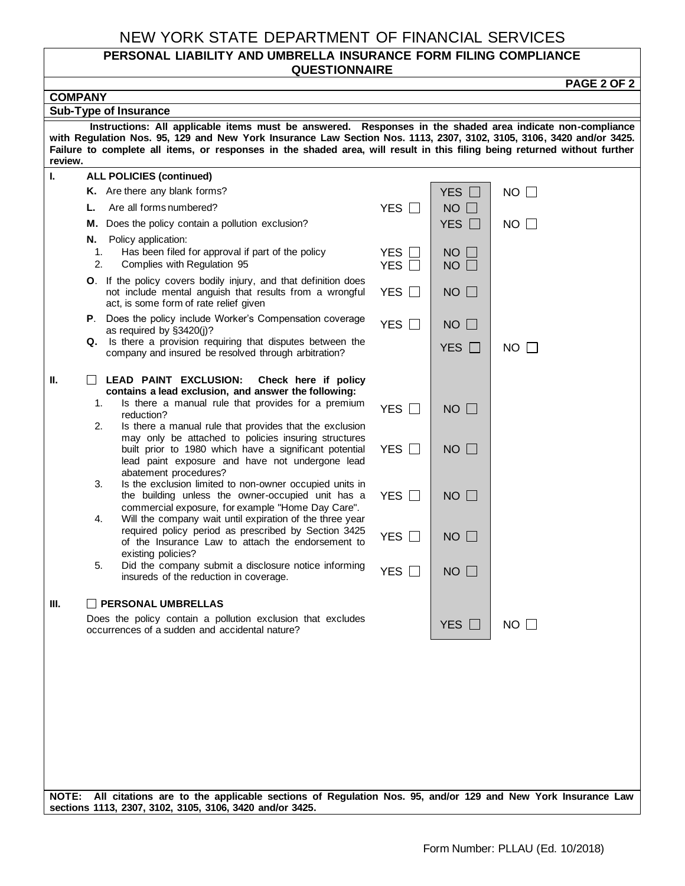# NEW YORK STATE DEPARTMENT OF FINANCIAL SERVICES

## PERSONAL LIABILITY AND UMBRELLA INSURANCE FORM FILING COMPLIANCE QUESTIONNAIRE

**PAGE 2 OF 2**

**COMPANY**

**Sub-Type of Insurance**

**Instructions: All applicable items must be answered. Responses in the shaded area indicate non-compliance with Regulation Nos. 95, 129 and New York Insurance Law Section Nos. 1113, 2307, 3102, 3105, 3106, 3420 and/or 3425. Failure to complete all items, or responses in the shaded area, will result in this filing being returned without further review.**

| | | | | |
|---|---|---|---|---|
| **I.** | **ALL POLICIES (continued)** | | | |
| | **K.** Are there any blank forms? | | YES ☐ | NO ☐ |
| | **L.** Are all forms numbered? | YES ☐ | NO ☐ | |
| | **M.** Does the policy contain a pollution exclusion? | | YES ☐ | NO ☐ |
| | **N.** Policy application: | | | |
| | 1. Has been filed for approval if part of the policy | YES ☐ | NO ☐ | |
| | 2. Complies with Regulation 95 | YES ☐ | NO ☐ | |
| | **O**. If the policy covers bodily injury, and that definition does not include mental anguish that results from a wrongful act, is some form of rate relief given | YES ☐ | NO ☐ | |
| | **P**. Does the policy include Worker's Compensation coverage as required by §3420(j)? | YES ☐ | NO ☐ | |
| | **Q.** Is there a provision requiring that disputes between the company and insured be resolved through arbitration? | | YES ☐ | NO ☐ |
| **II.** | ☐ **LEAD PAINT EXCLUSION: Check here if policy contains a lead exclusion, and answer the following:** | | | |
| | 1. Is there a manual rule that provides for a premium reduction? | YES ☐ | NO ☐ | |
| | 2. Is there a manual rule that provides that the exclusion may only be attached to policies insuring structures built prior to 1980 which have a significant potential lead paint exposure and have not undergone lead abatement procedures? | YES ☐ | NO ☐ | |
| | 3. Is the exclusion limited to non-owner occupied units in the building unless the owner-occupied unit has a commercial exposure, for example "Home Day Care". | YES ☐ | NO ☐ | |
| | 4. Will the company wait until expiration of the three year required policy period as prescribed by Section 3425 of the Insurance Law to attach the endorsement to existing policies? | YES ☐ | NO ☐ | |
| | 5. Did the company submit a disclosure notice informing insureds of the reduction in coverage. | YES ☐ | NO ☐ | |
| **III.** | ☐ **PERSONAL UMBRELLAS** | | | |
| | Does the policy contain a pollution exclusion that excludes occurrences of a sudden and accidental nature? | | YES ☐ | NO ☐ |

**NOTE: All citations are to the applicable sections of Regulation Nos. 95, and/or 129 and New York Insurance Law sections 1113, 2307, 3102, 3105, 3106, 3420 and/or 3425.**

Form Number: PLLAU (Ed. 10/2018)